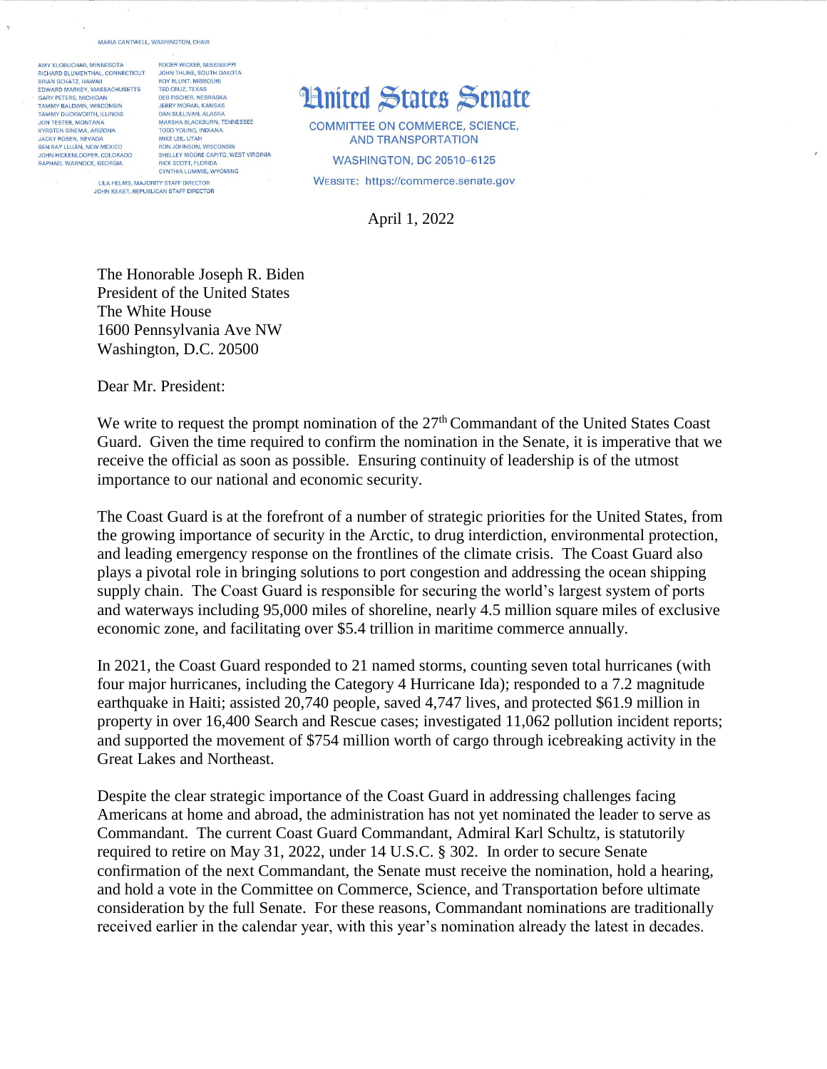MARIA CANTWELL, WASHINGTON, CHAIR

AMY KLOBUCHAR, MINNESOTA
RICHARD BLUMENTHAL, CONNECTICUT
BRIAN SCHATZ, HAWAII
EDWARD MARKEY, MASSACHUSETTS
GARY PETERS, MICHIGAN
TAMMY BALDWIN, WISCONSIN
TAMMY DUCKWORTH, ILLINOIS
JON TESTER, MONTANA
KYRSTEN SINEMA, ARIZONA
JACKY ROSEN, NEVADA
BEN RAY LUJÁN, NEW MEXICO
JOHN HICKENLOOPER, COLORADO
RAPHAEL WARNOCK, GEORGIA

ROGER WICKER, MISSISSIPPI
JOHN THUNE, SOUTH DAKOTA
ROY BLUNT, MISSOURI
TED CRUZ, TEXAS
DEB FISCHER, NEBRASKA
JERRY MORAN, KANSAS
DAN SULLIVAN, ALASKA
MARSHA BLACKBURN, TENNESSEE
TODD YOUNG, INDIANA
MIKE LEE, UTAH
RON JOHNSON, WISCONSIN
SHELLEY MOORE CAPITO, WEST VIRGINIA
RICK SCOTT, FLORIDA
CYNTHIA LUMMIS, WYOMING

LILA HELMS, MAJORITY STAFF DIRECTOR
JOHN KEAST, REPUBLICAN STAFF DIRECTOR

# United States Senate

COMMITTEE ON COMMERCE, SCIENCE, AND TRANSPORTATION

WASHINGTON, DC 20510–6125

WEBSITE: https://commerce.senate.gov

April 1, 2022

The Honorable Joseph R. Biden
President of the United States
The White House
1600 Pennsylvania Ave NW
Washington, D.C. 20500

Dear Mr. President:

We write to request the prompt nomination of the 27th Commandant of the United States Coast Guard. Given the time required to confirm the nomination in the Senate, it is imperative that we receive the official as soon as possible. Ensuring continuity of leadership is of the utmost importance to our national and economic security.

The Coast Guard is at the forefront of a number of strategic priorities for the United States, from the growing importance of security in the Arctic, to drug interdiction, environmental protection, and leading emergency response on the frontlines of the climate crisis. The Coast Guard also plays a pivotal role in bringing solutions to port congestion and addressing the ocean shipping supply chain. The Coast Guard is responsible for securing the world's largest system of ports and waterways including 95,000 miles of shoreline, nearly 4.5 million square miles of exclusive economic zone, and facilitating over $5.4 trillion in maritime commerce annually.

In 2021, the Coast Guard responded to 21 named storms, counting seven total hurricanes (with four major hurricanes, including the Category 4 Hurricane Ida); responded to a 7.2 magnitude earthquake in Haiti; assisted 20,740 people, saved 4,747 lives, and protected $61.9 million in property in over 16,400 Search and Rescue cases; investigated 11,062 pollution incident reports; and supported the movement of $754 million worth of cargo through icebreaking activity in the Great Lakes and Northeast.

Despite the clear strategic importance of the Coast Guard in addressing challenges facing Americans at home and abroad, the administration has not yet nominated the leader to serve as Commandant. The current Coast Guard Commandant, Admiral Karl Schultz, is statutorily required to retire on May 31, 2022, under 14 U.S.C. § 302. In order to secure Senate confirmation of the next Commandant, the Senate must receive the nomination, hold a hearing, and hold a vote in the Committee on Commerce, Science, and Transportation before ultimate consideration by the full Senate. For these reasons, Commandant nominations are traditionally received earlier in the calendar year, with this year's nomination already the latest in decades.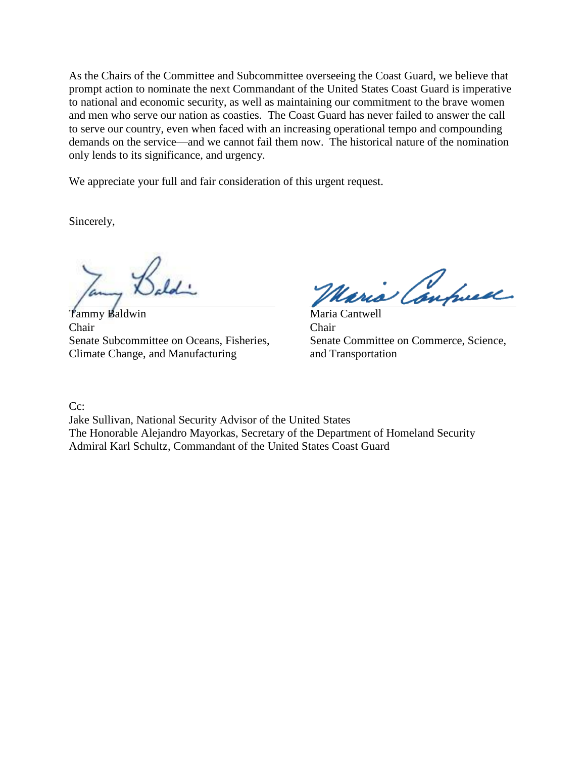As the Chairs of the Committee and Subcommittee overseeing the Coast Guard, we believe that prompt action to nominate the next Commandant of the United States Coast Guard is imperative to national and economic security, as well as maintaining our commitment to the brave women and men who serve our nation as coasties. The Coast Guard has never failed to answer the call to serve our country, even when faced with an increasing operational tempo and compounding demands on the service—and we cannot fail them now. The historical nature of the nomination only lends to its significance, and urgency.

We appreciate your full and fair consideration of this urgent request.

Sincerely,

Tammy Baldwin
Chair
Senate Subcommittee on Oceans, Fisheries, Climate Change, and Manufacturing

Maria Cantwell
Chair
Senate Committee on Commerce, Science, and Transportation

Cc:
Jake Sullivan, National Security Advisor of the United States
The Honorable Alejandro Mayorkas, Secretary of the Department of Homeland Security
Admiral Karl Schultz, Commandant of the United States Coast Guard